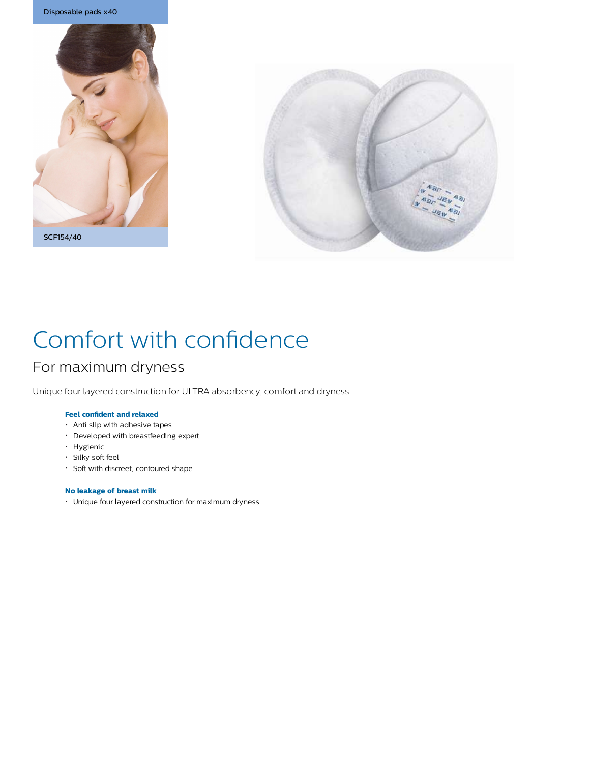Disposable pads x40

SCF154/40

# Comfort with confidence

## For maximum dryness

Unique four layered construction for ULTRA absorbency, comfort and dryness.

**Feel confident and relaxed**

- Anti slip with adhesive tapes
- Developed with breastfeeding expert
- Hygienic
- Silky soft feel
- Soft with discreet, contoured shape

**No leakage of breast milk**

- Unique four layered construction for maximum dryness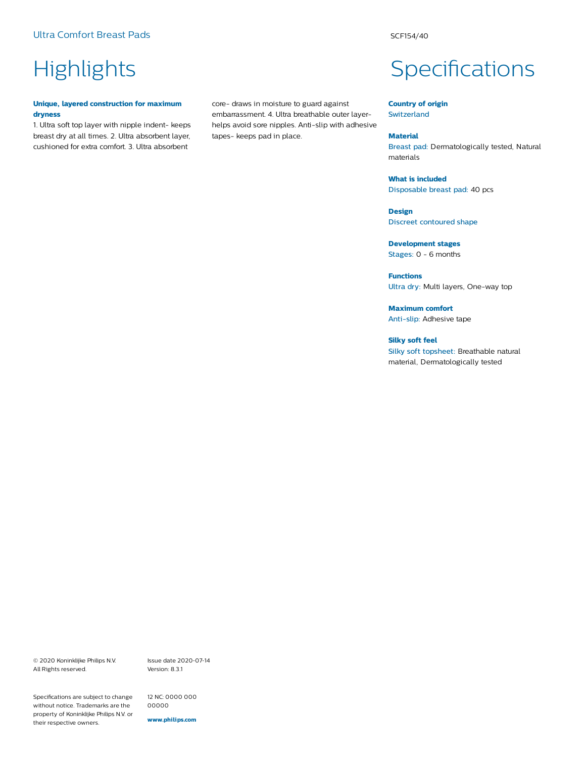# Highlights

**Unique, layered construction for maximum dryness**

1. Ultra soft top layer with nipple indent- keeps breast dry at all times. 2. Ultra absorbent layer, cushioned for extra comfort. 3. Ultra absorbent core- draws in moisture to guard against embarrassment. 4. Ultra breathable outer layer- helps avoid sore nipples. Anti-slip with adhesive tapes- keeps pad in place.

# Specifications

**Country of origin**
Switzerland

**Material**
Breast pad: Dermatologically tested, Natural materials

**What is included**
Disposable breast pad: 40 pcs

**Design**
Discreet contoured shape

**Development stages**
Stages: 0 - 6 months

**Functions**
Ultra dry: Multi layers, One-way top

**Maximum comfort**
Anti-slip: Adhesive tape

**Silky soft feel**
Silky soft topsheet: Breathable natural material, Dermatologically tested

© 2020 Koninklijke Philips N.V.
All Rights reserved.

Issue date 2020-07-14
Version: 8.3.1

Specifications are subject to change without notice. Trademarks are the property of Koninklijke Philips N.V. or their respective owners.

12 NC: 0000 000 00000

**www.philips.com**